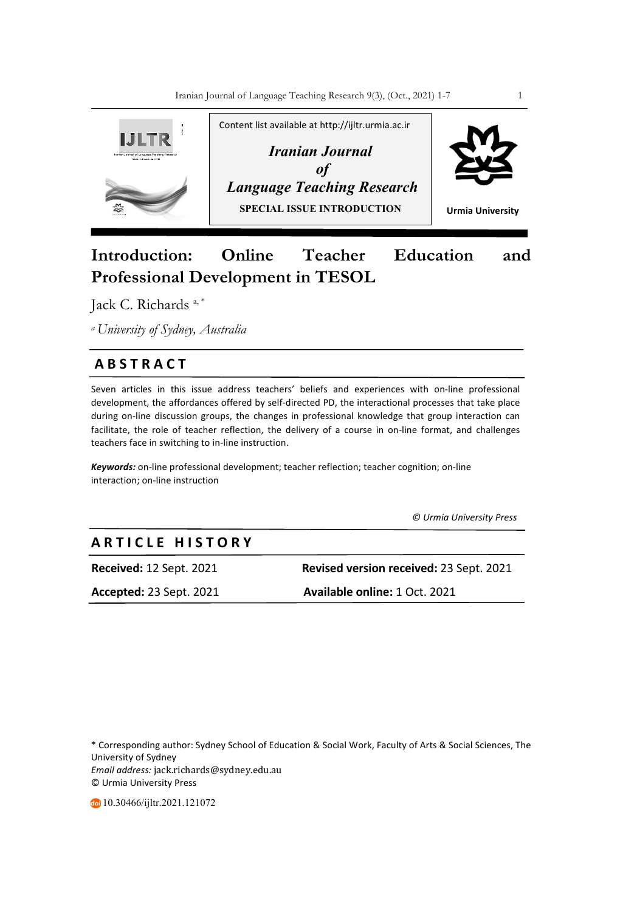Content list available at http://ijltr.urmia.ac.ir

*Iranian Journal of Language Teaching Research*

**SPECIAL ISSUE INTRODUCTION**

Urmia University

# Introduction: Online Teacher Education and Professional Development in TESOL

Jack C. Richards [a, *]

[a] *University of Sydney, Australia*

## ABSTRACT

Seven articles in this issue address teachers' beliefs and experiences with on-line professional development, the affordances offered by self-directed PD, the interactional processes that take place during on-line discussion groups, the changes in professional knowledge that group interaction can facilitate, the role of teacher reflection, the delivery of a course in on-line format, and challenges teachers face in switching to in-line instruction.

***Keywords:*** on-line professional development; teacher reflection; teacher cognition; on-line interaction; on-line instruction

*© Urmia University Press*

## ARTICLE HISTORY

**Received:** 12 Sept. 2021 **Revised version received:** 23 Sept. 2021

**Accepted:** 23 Sept. 2021 **Available online:** 1 Oct. 2021

\* Corresponding author: Sydney School of Education & Social Work, Faculty of Arts & Social Sciences, The University of Sydney

*Email address:* jack.richards@sydney.edu.au

© Urmia University Press

10.30466/ijltr.2021.121072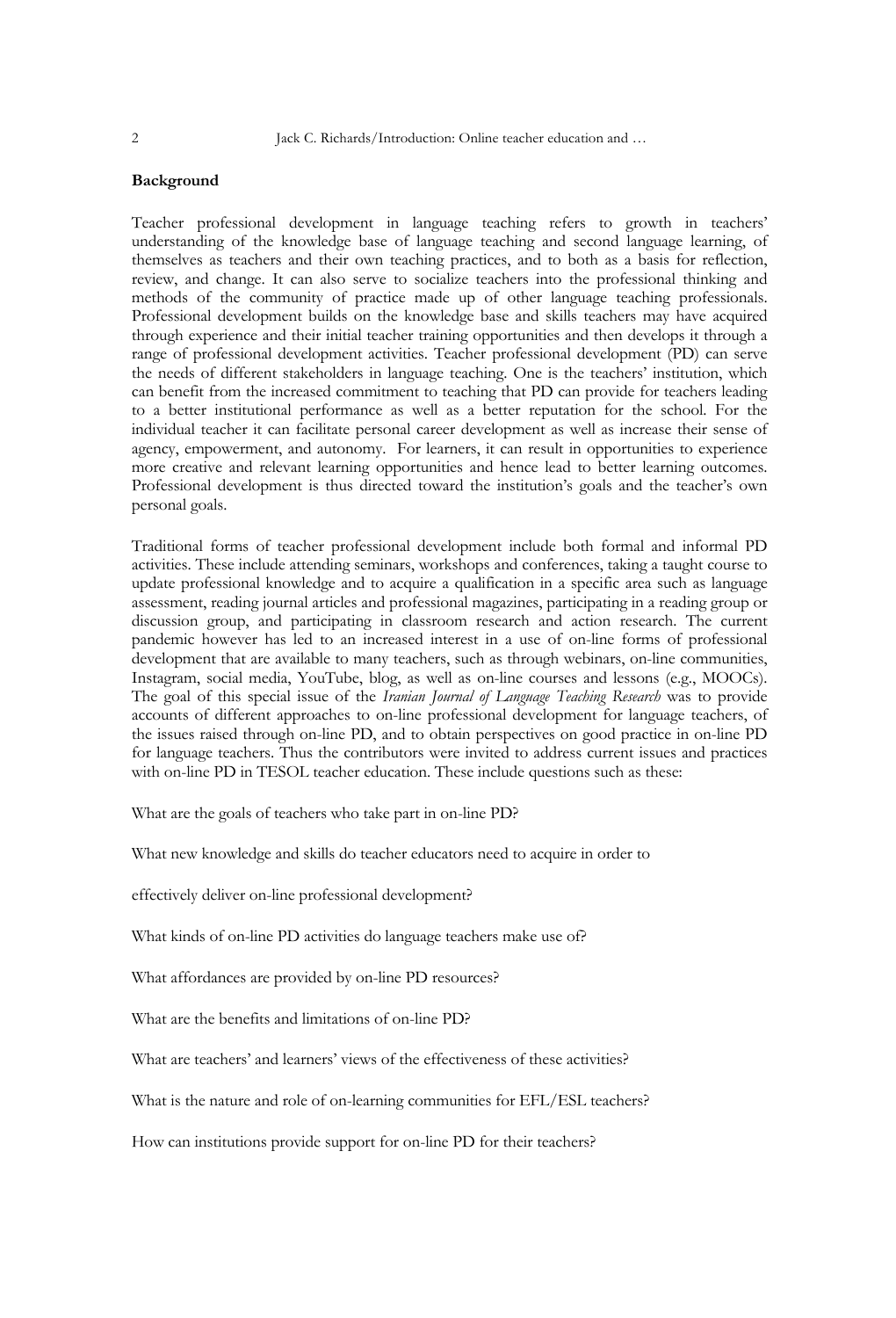**Background**

Teacher professional development in language teaching refers to growth in teachers' understanding of the knowledge base of language teaching and second language learning, of themselves as teachers and their own teaching practices, and to both as a basis for reflection, review, and change. It can also serve to socialize teachers into the professional thinking and methods of the community of practice made up of other language teaching professionals. Professional development builds on the knowledge base and skills teachers may have acquired through experience and their initial teacher training opportunities and then develops it through a range of professional development activities. Teacher professional development (PD) can serve the needs of different stakeholders in language teaching. One is the teachers' institution, which can benefit from the increased commitment to teaching that PD can provide for teachers leading to a better institutional performance as well as a better reputation for the school. For the individual teacher it can facilitate personal career development as well as increase their sense of agency, empowerment, and autonomy. For learners, it can result in opportunities to experience more creative and relevant learning opportunities and hence lead to better learning outcomes. Professional development is thus directed toward the institution's goals and the teacher's own personal goals.

Traditional forms of teacher professional development include both formal and informal PD activities. These include attending seminars, workshops and conferences, taking a taught course to update professional knowledge and to acquire a qualification in a specific area such as language assessment, reading journal articles and professional magazines, participating in a reading group or discussion group, and participating in classroom research and action research. The current pandemic however has led to an increased interest in a use of on-line forms of professional development that are available to many teachers, such as through webinars, on-line communities, Instagram, social media, YouTube, blog, as well as on-line courses and lessons (e.g., MOOCs). The goal of this special issue of the *Iranian Journal of Language Teaching Research* was to provide accounts of different approaches to on-line professional development for language teachers, of the issues raised through on-line PD, and to obtain perspectives on good practice in on-line PD for language teachers. Thus the contributors were invited to address current issues and practices with on-line PD in TESOL teacher education. These include questions such as these:

What are the goals of teachers who take part in on-line PD?

What new knowledge and skills do teacher educators need to acquire in order to

effectively deliver on-line professional development?

What kinds of on-line PD activities do language teachers make use of?

What affordances are provided by on-line PD resources?

What are the benefits and limitations of on-line PD?

What are teachers' and learners' views of the effectiveness of these activities?

What is the nature and role of on-learning communities for EFL/ESL teachers?

How can institutions provide support for on-line PD for their teachers?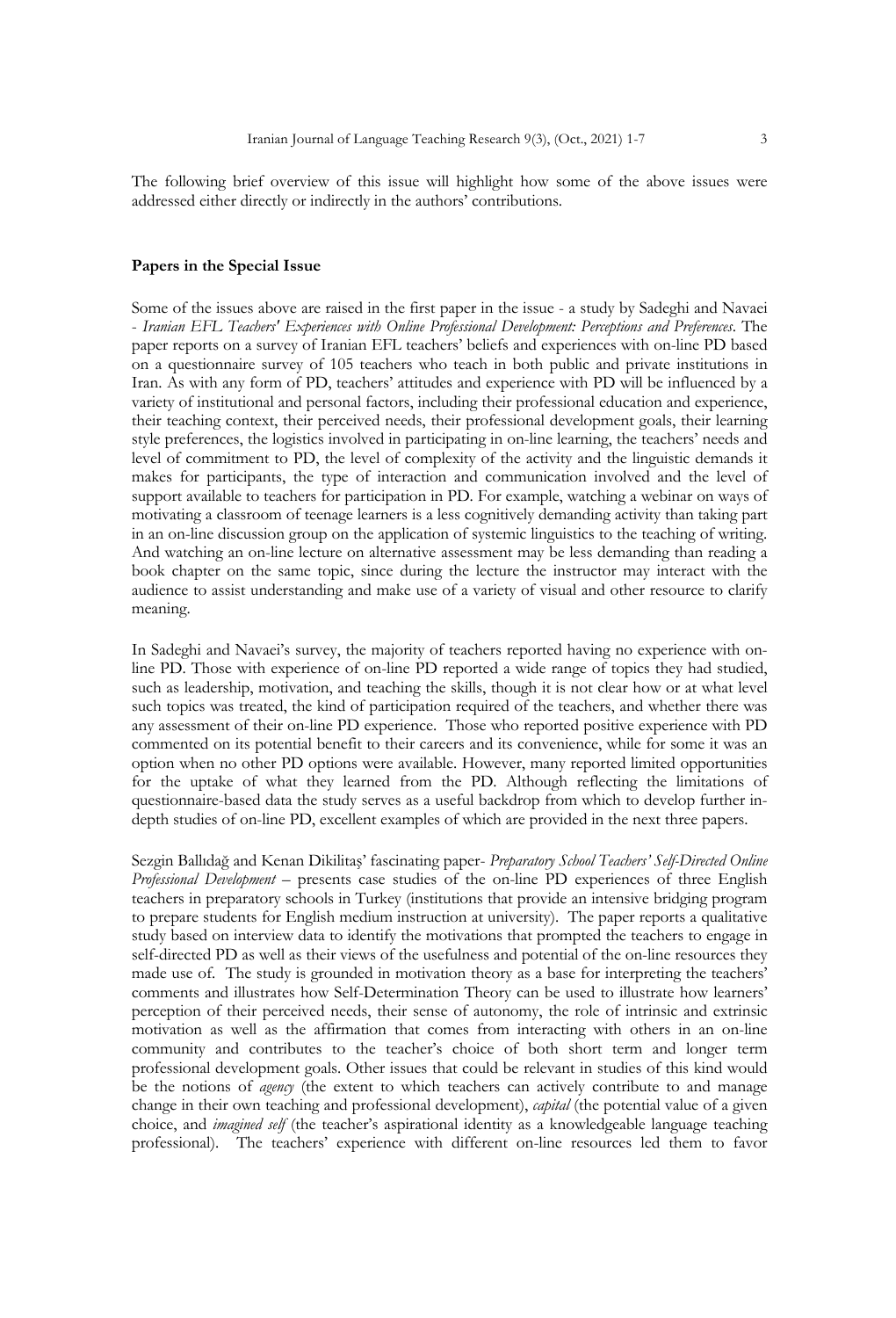The following brief overview of this issue will highlight how some of the above issues were addressed either directly or indirectly in the authors' contributions.

**Papers in the Special Issue**

Some of the issues above are raised in the first paper in the issue - a study by Sadeghi and Navaei - *Iranian EFL Teachers' Experiences with Online Professional Development: Perceptions and Preferences*. The paper reports on a survey of Iranian EFL teachers' beliefs and experiences with on-line PD based on a questionnaire survey of 105 teachers who teach in both public and private institutions in Iran. As with any form of PD, teachers' attitudes and experience with PD will be influenced by a variety of institutional and personal factors, including their professional education and experience, their teaching context, their perceived needs, their professional development goals, their learning style preferences, the logistics involved in participating in on-line learning, the teachers' needs and level of commitment to PD, the level of complexity of the activity and the linguistic demands it makes for participants, the type of interaction and communication involved and the level of support available to teachers for participation in PD. For example, watching a webinar on ways of motivating a classroom of teenage learners is a less cognitively demanding activity than taking part in an on-line discussion group on the application of systemic linguistics to the teaching of writing. And watching an on-line lecture on alternative assessment may be less demanding than reading a book chapter on the same topic, since during the lecture the instructor may interact with the audience to assist understanding and make use of a variety of visual and other resource to clarify meaning.

In Sadeghi and Navaei's survey, the majority of teachers reported having no experience with on-line PD. Those with experience of on-line PD reported a wide range of topics they had studied, such as leadership, motivation, and teaching the skills, though it is not clear how or at what level such topics was treated, the kind of participation required of the teachers, and whether there was any assessment of their on-line PD experience. Those who reported positive experience with PD commented on its potential benefit to their careers and its convenience, while for some it was an option when no other PD options were available. However, many reported limited opportunities for the uptake of what they learned from the PD. Although reflecting the limitations of questionnaire-based data the study serves as a useful backdrop from which to develop further in-depth studies of on-line PD, excellent examples of which are provided in the next three papers.

Sezgin Ballıdağ and Kenan Dikilitaş' fascinating paper- *Preparatory School Teachers' Self-Directed Online Professional Development* – presents case studies of the on-line PD experiences of three English teachers in preparatory schools in Turkey (institutions that provide an intensive bridging program to prepare students for English medium instruction at university). The paper reports a qualitative study based on interview data to identify the motivations that prompted the teachers to engage in self-directed PD as well as their views of the usefulness and potential of the on-line resources they made use of. The study is grounded in motivation theory as a base for interpreting the teachers' comments and illustrates how Self-Determination Theory can be used to illustrate how learners' perception of their perceived needs, their sense of autonomy, the role of intrinsic and extrinsic motivation as well as the affirmation that comes from interacting with others in an on-line community and contributes to the teacher's choice of both short term and longer term professional development goals. Other issues that could be relevant in studies of this kind would be the notions of *agency* (the extent to which teachers can actively contribute to and manage change in their own teaching and professional development), *capital* (the potential value of a given choice, and *imagined self* (the teacher's aspirational identity as a knowledgeable language teaching professional). The teachers' experience with different on-line resources led them to favor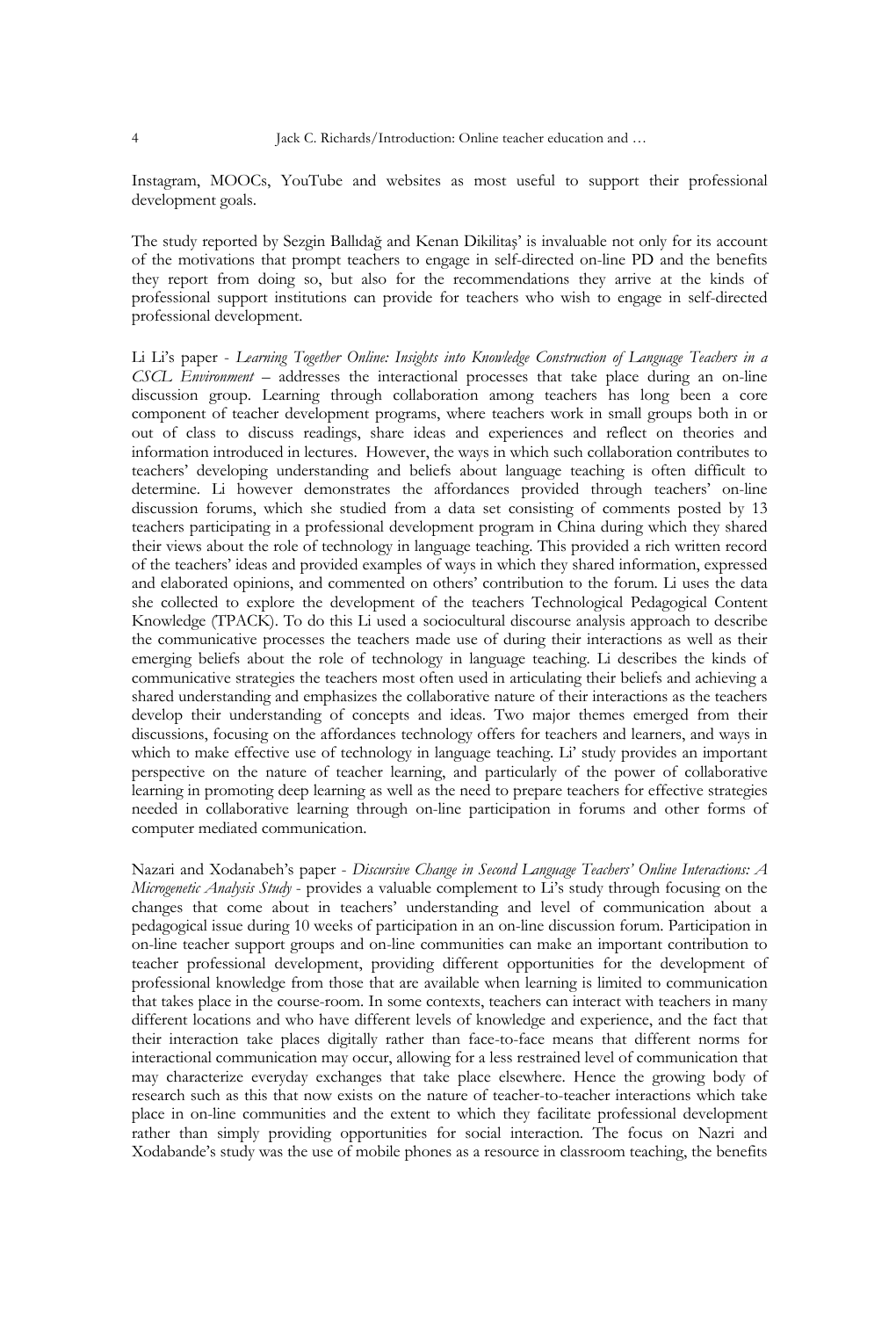Instagram, MOOCs, YouTube and websites as most useful to support their professional development goals.

The study reported by Sezgin Ballıdağ and Kenan Dikilitaş' is invaluable not only for its account of the motivations that prompt teachers to engage in self-directed on-line PD and the benefits they report from doing so, but also for the recommendations they arrive at the kinds of professional support institutions can provide for teachers who wish to engage in self-directed professional development.

Li Li's paper - *Learning Together Online: Insights into Knowledge Construction of Language Teachers in a CSCL Environment* – addresses the interactional processes that take place during an on-line discussion group. Learning through collaboration among teachers has long been a core component of teacher development programs, where teachers work in small groups both in or out of class to discuss readings, share ideas and experiences and reflect on theories and information introduced in lectures. However, the ways in which such collaboration contributes to teachers' developing understanding and beliefs about language teaching is often difficult to determine. Li however demonstrates the affordances provided through teachers' on-line discussion forums, which she studied from a data set consisting of comments posted by 13 teachers participating in a professional development program in China during which they shared their views about the role of technology in language teaching. This provided a rich written record of the teachers' ideas and provided examples of ways in which they shared information, expressed and elaborated opinions, and commented on others' contribution to the forum. Li uses the data she collected to explore the development of the teachers Technological Pedagogical Content Knowledge (TPACK). To do this Li used a sociocultural discourse analysis approach to describe the communicative processes the teachers made use of during their interactions as well as their emerging beliefs about the role of technology in language teaching. Li describes the kinds of communicative strategies the teachers most often used in articulating their beliefs and achieving a shared understanding and emphasizes the collaborative nature of their interactions as the teachers develop their understanding of concepts and ideas. Two major themes emerged from their discussions, focusing on the affordances technology offers for teachers and learners, and ways in which to make effective use of technology in language teaching. Li' study provides an important perspective on the nature of teacher learning, and particularly of the power of collaborative learning in promoting deep learning as well as the need to prepare teachers for effective strategies needed in collaborative learning through on-line participation in forums and other forms of computer mediated communication.

Nazari and Xodanabeh's paper - *Discursive Change in Second Language Teachers' Online Interactions: A Microgenetic Analysis Study* - provides a valuable complement to Li's study through focusing on the changes that come about in teachers' understanding and level of communication about a pedagogical issue during 10 weeks of participation in an on-line discussion forum. Participation in on-line teacher support groups and on-line communities can make an important contribution to teacher professional development, providing different opportunities for the development of professional knowledge from those that are available when learning is limited to communication that takes place in the course-room. In some contexts, teachers can interact with teachers in many different locations and who have different levels of knowledge and experience, and the fact that their interaction take places digitally rather than face-to-face means that different norms for interactional communication may occur, allowing for a less restrained level of communication that may characterize everyday exchanges that take place elsewhere. Hence the growing body of research such as this that now exists on the nature of teacher-to-teacher interactions which take place in on-line communities and the extent to which they facilitate professional development rather than simply providing opportunities for social interaction. The focus on Nazri and Xodabande's study was the use of mobile phones as a resource in classroom teaching, the benefits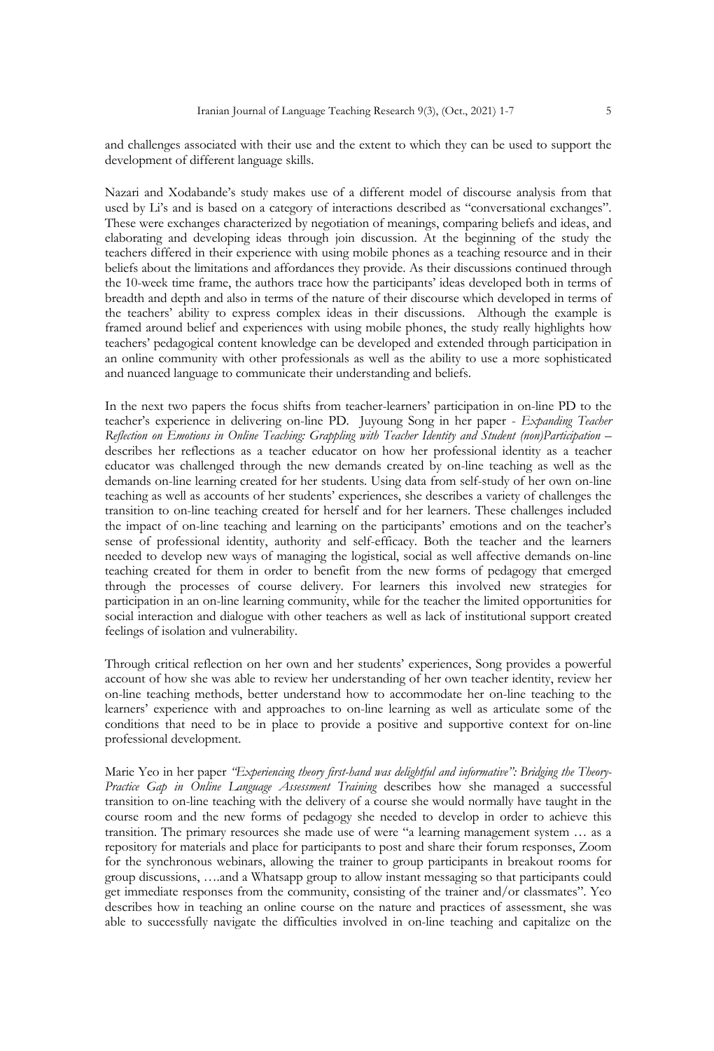and challenges associated with their use and the extent to which they can be used to support the development of different language skills.

Nazari and Xodabande's study makes use of a different model of discourse analysis from that used by Li's and is based on a category of interactions described as "conversational exchanges". These were exchanges characterized by negotiation of meanings, comparing beliefs and ideas, and elaborating and developing ideas through join discussion. At the beginning of the study the teachers differed in their experience with using mobile phones as a teaching resource and in their beliefs about the limitations and affordances they provide. As their discussions continued through the 10-week time frame, the authors trace how the participants' ideas developed both in terms of breadth and depth and also in terms of the nature of their discourse which developed in terms of the teachers' ability to express complex ideas in their discussions. Although the example is framed around belief and experiences with using mobile phones, the study really highlights how teachers' pedagogical content knowledge can be developed and extended through participation in an online community with other professionals as well as the ability to use a more sophisticated and nuanced language to communicate their understanding and beliefs.

In the next two papers the focus shifts from teacher-learners' participation in on-line PD to the teacher's experience in delivering on-line PD. Juyoung Song in her paper - *Expanding Teacher Reflection on Emotions in Online Teaching: Grappling with Teacher Identity and Student (non)Participation* – describes her reflections as a teacher educator on how her professional identity as a teacher educator was challenged through the new demands created by on-line teaching as well as the demands on-line learning created for her students. Using data from self-study of her own on-line teaching as well as accounts of her students' experiences, she describes a variety of challenges the transition to on-line teaching created for herself and for her learners. These challenges included the impact of on-line teaching and learning on the participants' emotions and on the teacher's sense of professional identity, authority and self-efficacy. Both the teacher and the learners needed to develop new ways of managing the logistical, social as well affective demands on-line teaching created for them in order to benefit from the new forms of pedagogy that emerged through the processes of course delivery. For learners this involved new strategies for participation in an on-line learning community, while for the teacher the limited opportunities for social interaction and dialogue with other teachers as well as lack of institutional support created feelings of isolation and vulnerability.

Through critical reflection on her own and her students' experiences, Song provides a powerful account of how she was able to review her understanding of her own teacher identity, review her on-line teaching methods, better understand how to accommodate her on-line teaching to the learners' experience with and approaches to on-line learning as well as articulate some of the conditions that need to be in place to provide a positive and supportive context for on-line professional development.

Marie Yeo in her paper *"Experiencing theory first-hand was delightful and informative": Bridging the Theory-Practice Gap in Online Language Assessment Training* describes how she managed a successful transition to on-line teaching with the delivery of a course she would normally have taught in the course room and the new forms of pedagogy she needed to develop in order to achieve this transition. The primary resources she made use of were "a learning management system … as a repository for materials and place for participants to post and share their forum responses, Zoom for the synchronous webinars, allowing the trainer to group participants in breakout rooms for group discussions, ….and a Whatsapp group to allow instant messaging so that participants could get immediate responses from the community, consisting of the trainer and/or classmates". Yeo describes how in teaching an online course on the nature and practices of assessment, she was able to successfully navigate the difficulties involved in on-line teaching and capitalize on the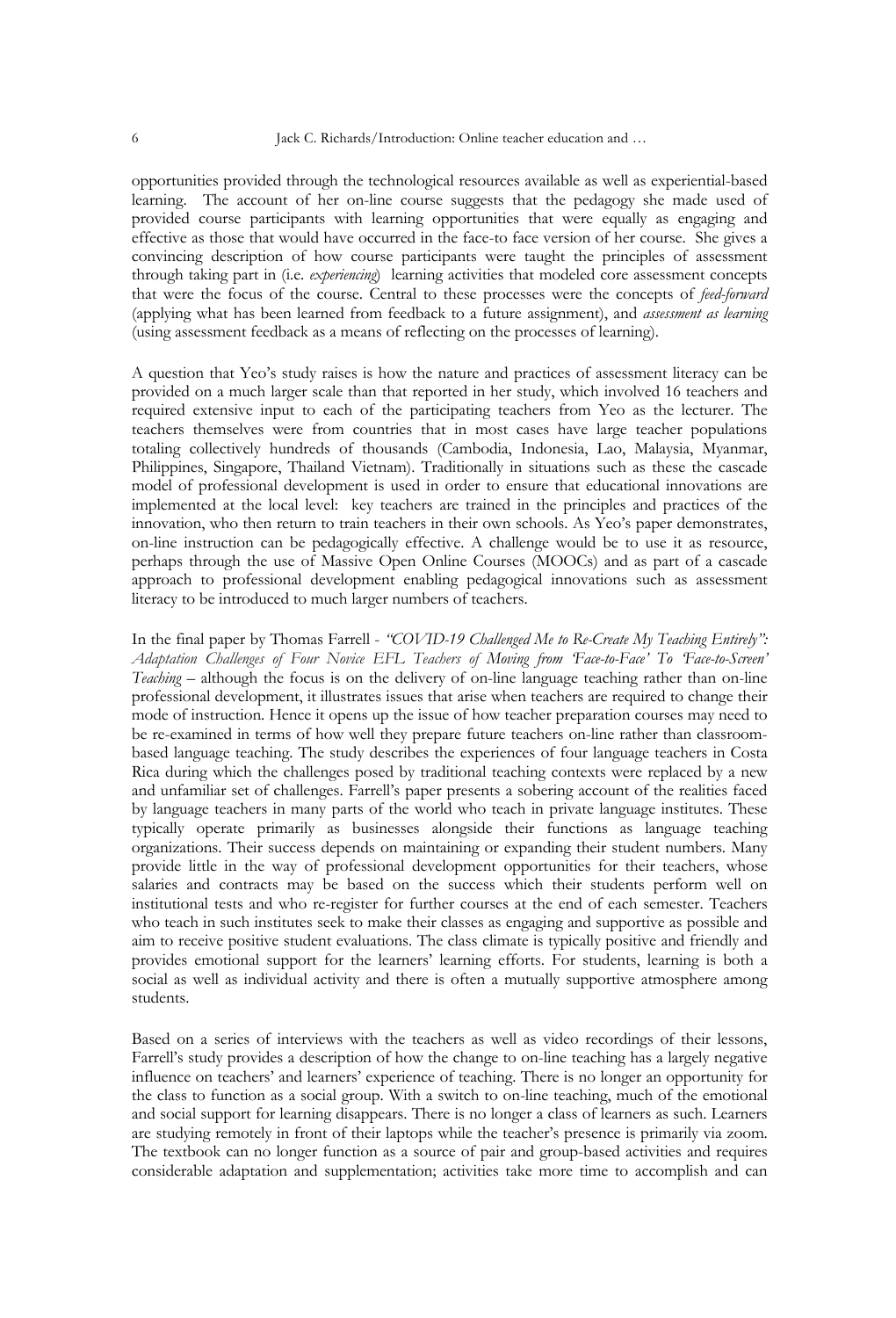opportunities provided through the technological resources available as well as experiential-based learning. The account of her on-line course suggests that the pedagogy she made used of provided course participants with learning opportunities that were equally as engaging and effective as those that would have occurred in the face-to face version of her course. She gives a convincing description of how course participants were taught the principles of assessment through taking part in (i.e. *experiencing*) learning activities that modeled core assessment concepts that were the focus of the course. Central to these processes were the concepts of *feed-forward* (applying what has been learned from feedback to a future assignment), and *assessment as learning* (using assessment feedback as a means of reflecting on the processes of learning).

A question that Yeo's study raises is how the nature and practices of assessment literacy can be provided on a much larger scale than that reported in her study, which involved 16 teachers and required extensive input to each of the participating teachers from Yeo as the lecturer. The teachers themselves were from countries that in most cases have large teacher populations totaling collectively hundreds of thousands (Cambodia, Indonesia, Lao, Malaysia, Myanmar, Philippines, Singapore, Thailand Vietnam). Traditionally in situations such as these the cascade model of professional development is used in order to ensure that educational innovations are implemented at the local level: key teachers are trained in the principles and practices of the innovation, who then return to train teachers in their own schools. As Yeo's paper demonstrates, on-line instruction can be pedagogically effective. A challenge would be to use it as resource, perhaps through the use of Massive Open Online Courses (MOOCs) and as part of a cascade approach to professional development enabling pedagogical innovations such as assessment literacy to be introduced to much larger numbers of teachers.

In the final paper by Thomas Farrell - *"COVID-19 Challenged Me to Re-Create My Teaching Entirely": Adaptation Challenges of Four Novice EFL Teachers of Moving from 'Face-to-Face' To 'Face-to-Screen' Teaching* – although the focus is on the delivery of on-line language teaching rather than on-line professional development, it illustrates issues that arise when teachers are required to change their mode of instruction. Hence it opens up the issue of how teacher preparation courses may need to be re-examined in terms of how well they prepare future teachers on-line rather than classroom-based language teaching. The study describes the experiences of four language teachers in Costa Rica during which the challenges posed by traditional teaching contexts were replaced by a new and unfamiliar set of challenges. Farrell's paper presents a sobering account of the realities faced by language teachers in many parts of the world who teach in private language institutes. These typically operate primarily as businesses alongside their functions as language teaching organizations. Their success depends on maintaining or expanding their student numbers. Many provide little in the way of professional development opportunities for their teachers, whose salaries and contracts may be based on the success which their students perform well on institutional tests and who re-register for further courses at the end of each semester. Teachers who teach in such institutes seek to make their classes as engaging and supportive as possible and aim to receive positive student evaluations. The class climate is typically positive and friendly and provides emotional support for the learners' learning efforts. For students, learning is both a social as well as individual activity and there is often a mutually supportive atmosphere among students.

Based on a series of interviews with the teachers as well as video recordings of their lessons, Farrell's study provides a description of how the change to on-line teaching has a largely negative influence on teachers' and learners' experience of teaching. There is no longer an opportunity for the class to function as a social group. With a switch to on-line teaching, much of the emotional and social support for learning disappears. There is no longer a class of learners as such. Learners are studying remotely in front of their laptops while the teacher's presence is primarily via zoom. The textbook can no longer function as a source of pair and group-based activities and requires considerable adaptation and supplementation; activities take more time to accomplish and can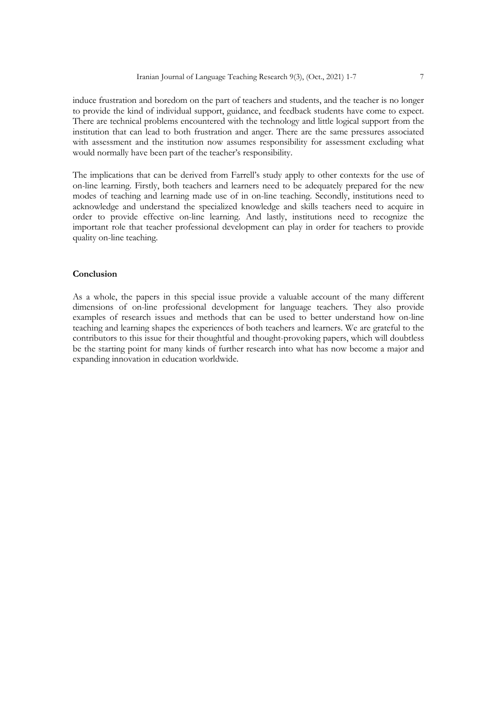induce frustration and boredom on the part of teachers and students, and the teacher is no longer to provide the kind of individual support, guidance, and feedback students have come to expect. There are technical problems encountered with the technology and little logical support from the institution that can lead to both frustration and anger. There are the same pressures associated with assessment and the institution now assumes responsibility for assessment excluding what would normally have been part of the teacher's responsibility.

The implications that can be derived from Farrell's study apply to other contexts for the use of on-line learning. Firstly, both teachers and learners need to be adequately prepared for the new modes of teaching and learning made use of in on-line teaching. Secondly, institutions need to acknowledge and understand the specialized knowledge and skills teachers need to acquire in order to provide effective on-line learning. And lastly, institutions need to recognize the important role that teacher professional development can play in order for teachers to provide quality on-line teaching.

## Conclusion

As a whole, the papers in this special issue provide a valuable account of the many different dimensions of on-line professional development for language teachers. They also provide examples of research issues and methods that can be used to better understand how on-line teaching and learning shapes the experiences of both teachers and learners. We are grateful to the contributors to this issue for their thoughtful and thought-provoking papers, which will doubtless be the starting point for many kinds of further research into what has now become a major and expanding innovation in education worldwide.